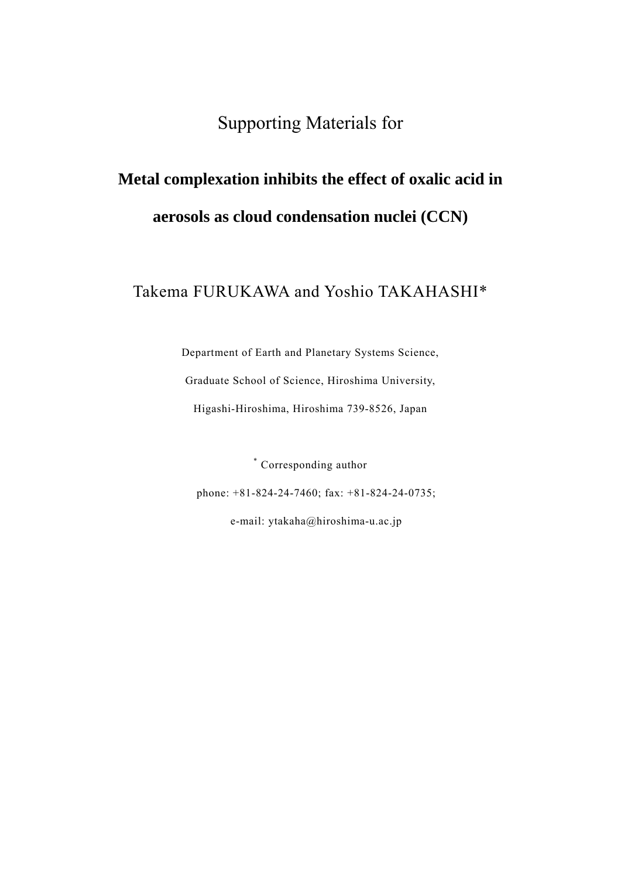Supporting Materials for

# Metal complexation inhibits the effect of oxalic acid in aerosols as cloud condensation nuclei (CCN)

Takema FURUKAWA and Yoshio TAKAHASHI*

Department of Earth and Planetary Systems Science,

Graduate School of Science, Hiroshima University,

Higashi-Hiroshima, Hiroshima 739-8526, Japan

* Corresponding author

phone: +81-824-24-7460; fax: +81-824-24-0735;

e-mail: ytakaha@hiroshima-u.ac.jp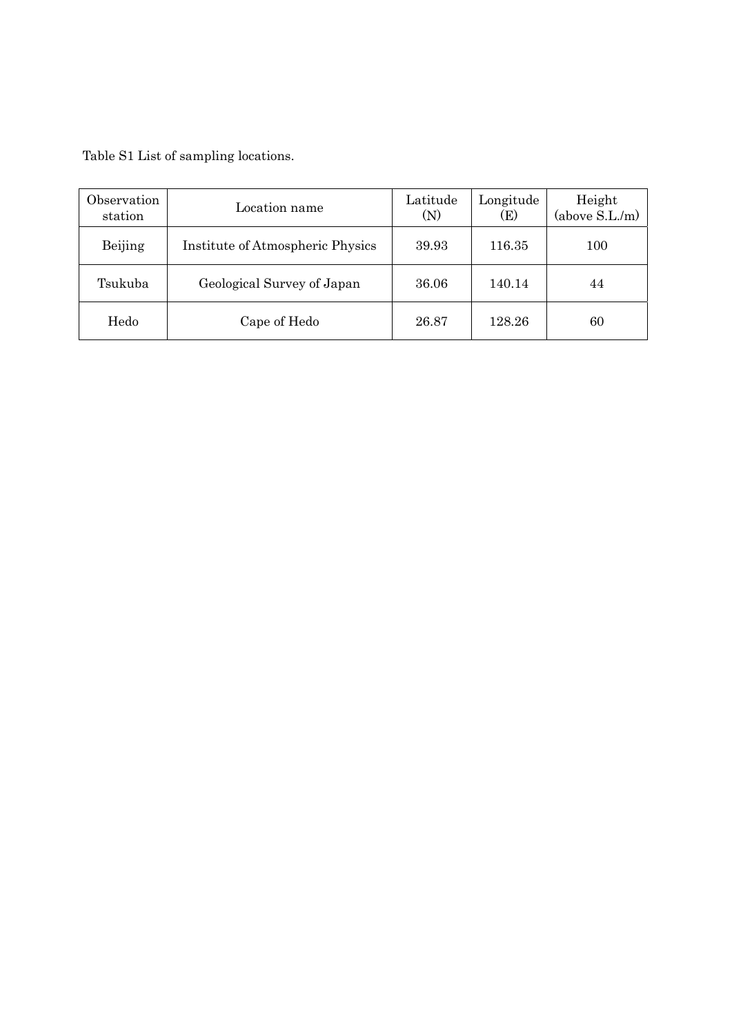Table S1 List of sampling locations.

| Observation station | Location name | Latitude (N) | Longitude (E) | Height (above S.L./m) |
| --- | --- | --- | --- | --- |
| Beijing | Institute of Atmospheric Physics | 39.93 | 116.35 | 100 |
| Tsukuba | Geological Survey of Japan | 36.06 | 140.14 | 44 |
| Hedo | Cape of Hedo | 26.87 | 128.26 | 60 |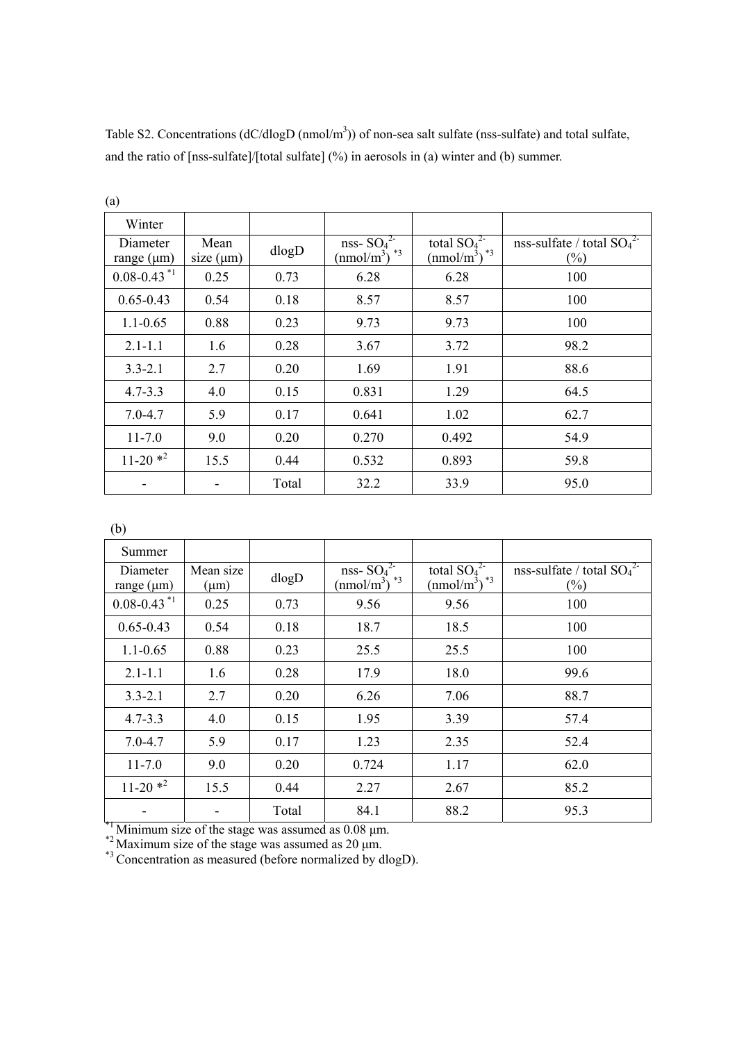Table S2. Concentrations (dC/dlogD (nmol/m$^3$)) of non-sea salt sulfate (nss-sulfate) and total sulfate, and the ratio of [nss-sulfate]/[total sulfate] (%) in aerosols in (a) winter and (b) summer.

(a)

| Winter | | | | | |
|---|---|---|---|---|---|
| Diameter range (μm) | Mean size (μm) | dlogD | nss- $SO_4^{2-}$ (nmol/m$^3$) [*3] | total $SO_4^{2-}$ (nmol/m$^3$) [*3] | nss-sulfate / total $SO_4^{2-}$ (%) |
| 0.08-0.43 [*1] | 0.25 | 0.73 | 6.28 | 6.28 | 100 |
| 0.65-0.43 | 0.54 | 0.18 | 8.57 | 8.57 | 100 |
| 1.1-0.65 | 0.88 | 0.23 | 9.73 | 9.73 | 100 |
| 2.1-1.1 | 1.6 | 0.28 | 3.67 | 3.72 | 98.2 |
| 3.3-2.1 | 2.7 | 0.20 | 1.69 | 1.91 | 88.6 |
| 4.7-3.3 | 4.0 | 0.15 | 0.831 | 1.29 | 64.5 |
| 7.0-4.7 | 5.9 | 0.17 | 0.641 | 1.02 | 62.7 |
| 11-7.0 | 9.0 | 0.20 | 0.270 | 0.492 | 54.9 |
| 11-20 [*2] | 15.5 | 0.44 | 0.532 | 0.893 | 59.8 |
| - | - | Total | 32.2 | 33.9 | 95.0 |

(b)

| Summer | | | | | |
|---|---|---|---|---|---|
| Diameter range (μm) | Mean size (μm) | dlogD | nss- $SO_4^{2-}$ (nmol/m$^3$) [*3] | total $SO_4^{2-}$ (nmol/m$^3$) [*3] | nss-sulfate / total $SO_4^{2-}$ (%) |
| 0.08-0.43 [*1] | 0.25 | 0.73 | 9.56 | 9.56 | 100 |
| 0.65-0.43 | 0.54 | 0.18 | 18.7 | 18.5 | 100 |
| 1.1-0.65 | 0.88 | 0.23 | 25.5 | 25.5 | 100 |
| 2.1-1.1 | 1.6 | 0.28 | 17.9 | 18.0 | 99.6 |
| 3.3-2.1 | 2.7 | 0.20 | 6.26 | 7.06 | 88.7 |
| 4.7-3.3 | 4.0 | 0.15 | 1.95 | 3.39 | 57.4 |
| 7.0-4.7 | 5.9 | 0.17 | 1.23 | 2.35 | 52.4 |
| 11-7.0 | 9.0 | 0.20 | 0.724 | 1.17 | 62.0 |
| 11-20 [*2] | 15.5 | 0.44 | 2.27 | 2.67 | 85.2 |
| - | - | Total | 84.1 | 88.2 | 95.3 |

[*1] Minimum size of the stage was assumed as 0.08 μm.
[*2] Maximum size of the stage was assumed as 20 μm.
[*3] Concentration as measured (before normalized by dlogD).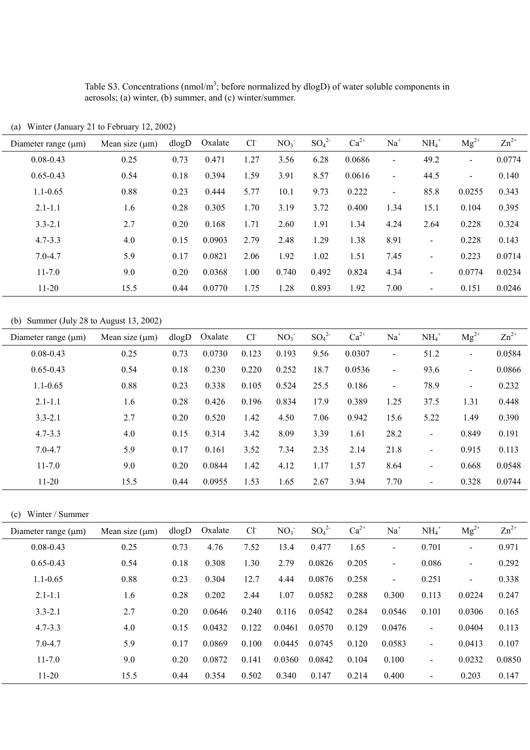Table S3. Concentrations (nmol/m$^3$; before normalized by dlogD) of water soluble components in aerosols; (a) winter, (b) summer, and (c) winter/summer.

(a) Winter (January 21 to February 12, 2002)

| Diameter range (μm) | Mean size (μm) | dlogD | Oxalate | $Cl^-$ | $NO_3^-$ | $SO_4^{2-}$ | $Ca^{2+}$ | $Na^+$ | $NH_4^+$ | $Mg^{2+}$ | $Zn^{2+}$ |
|---|---|---|---|---|---|---|---|---|---|---|---|
| 0.08-0.43 | 0.25 | 0.73 | 0.471 | 1.27 | 3.56 | 6.28 | 0.0686 | - | 49.2 | - | 0.0774 |
| 0.65-0.43 | 0.54 | 0.18 | 0.394 | 1.59 | 3.91 | 8.57 | 0.0616 | - | 44.5 | - | 0.140 |
| 1.1-0.65 | 0.88 | 0.23 | 0.444 | 5.77 | 10.1 | 9.73 | 0.222 | - | 85.8 | 0.0255 | 0.343 |
| 2.1-1.1 | 1.6 | 0.28 | 0.305 | 1.70 | 3.19 | 3.72 | 0.400 | 1.34 | 15.1 | 0.104 | 0.395 |
| 3.3-2.1 | 2.7 | 0.20 | 0.168 | 1.71 | 2.60 | 1.91 | 1.34 | 4.24 | 2.64 | 0.228 | 0.324 |
| 4.7-3.3 | 4.0 | 0.15 | 0.0903 | 2.79 | 2.48 | 1.29 | 1.38 | 8.91 | - | 0.228 | 0.143 |
| 7.0-4.7 | 5.9 | 0.17 | 0.0821 | 2.06 | 1.92 | 1.02 | 1.51 | 7.45 | - | 0.223 | 0.0714 |
| 11-7.0 | 9.0 | 0.20 | 0.0368 | 1.00 | 0.740 | 0.492 | 0.824 | 4.34 | - | 0.0774 | 0.0234 |
| 11-20 | 15.5 | 0.44 | 0.0770 | 1.75 | 1.28 | 0.893 | 1.92 | 7.00 | - | 0.151 | 0.0246 |

(b) Summer (July 28 to August 13, 2002)

| Diameter range (μm) | Mean size (μm) | dlogD | Oxalate | $Cl^-$ | $NO_3^-$ | $SO_4^{2-}$ | $Ca^{2+}$ | $Na^+$ | $NH_4^+$ | $Mg^{2+}$ | $Zn^{2+}$ |
|---|---|---|---|---|---|---|---|---|---|---|---|
| 0.08-0.43 | 0.25 | 0.73 | 0.0730 | 0.123 | 0.193 | 9.56 | 0.0307 | - | 51.2 | - | 0.0584 |
| 0.65-0.43 | 0.54 | 0.18 | 0.230 | 0.220 | 0.252 | 18.7 | 0.0536 | - | 93.6 | - | 0.0866 |
| 1.1-0.65 | 0.88 | 0.23 | 0.338 | 0.105 | 0.524 | 25.5 | 0.186 | - | 78.9 | - | 0.232 |
| 2.1-1.1 | 1.6 | 0.28 | 0.426 | 0.196 | 0.834 | 17.9 | 0.389 | 1.25 | 37.5 | 1.31 | 0.448 |
| 3.3-2.1 | 2.7 | 0.20 | 0.520 | 1.42 | 4.50 | 7.06 | 0.942 | 15.6 | 5.22 | 1.49 | 0.390 |
| 4.7-3.3 | 4.0 | 0.15 | 0.314 | 3.42 | 8.09 | 3.39 | 1.61 | 28.2 | - | 0.849 | 0.191 |
| 7.0-4.7 | 5.9 | 0.17 | 0.161 | 3.52 | 7.34 | 2.35 | 2.14 | 21.8 | - | 0.915 | 0.113 |
| 11-7.0 | 9.0 | 0.20 | 0.0844 | 1.42 | 4.12 | 1.17 | 1.57 | 8.64 | - | 0.668 | 0.0548 |
| 11-20 | 15.5 | 0.44 | 0.0955 | 1.53 | 1.65 | 2.67 | 3.94 | 7.70 | - | 0.328 | 0.0744 |

(c) Winter / Summer

| Diameter range (μm) | Mean size (μm) | dlogD | Oxalate | $Cl^-$ | $NO_3^-$ | $SO_4^{2-}$ | $Ca^{2+}$ | $Na^+$ | $NH_4^+$ | $Mg^{2+}$ | $Zn^{2+}$ |
|---|---|---|---|---|---|---|---|---|---|---|---|
| 0.08-0.43 | 0.25 | 0.73 | 4.76 | 7.52 | 13.4 | 0.477 | 1.65 | - | 0.701 | - | 0.971 |
| 0.65-0.43 | 0.54 | 0.18 | 0.308 | 1.30 | 2.79 | 0.0826 | 0.205 | - | 0.086 | - | 0.292 |
| 1.1-0.65 | 0.88 | 0.23 | 0.304 | 12.7 | 4.44 | 0.0876 | 0.258 | - | 0.251 | - | 0.338 |
| 2.1-1.1 | 1.6 | 0.28 | 0.202 | 2.44 | 1.07 | 0.0582 | 0.288 | 0.300 | 0.113 | 0.0224 | 0.247 |
| 3.3-2.1 | 2.7 | 0.20 | 0.0646 | 0.240 | 0.116 | 0.0542 | 0.284 | 0.0546 | 0.101 | 0.0306 | 0.165 |
| 4.7-3.3 | 4.0 | 0.15 | 0.0432 | 0.122 | 0.0461 | 0.0570 | 0.129 | 0.0476 | - | 0.0404 | 0.113 |
| 7.0-4.7 | 5.9 | 0.17 | 0.0869 | 0.100 | 0.0445 | 0.0745 | 0.120 | 0.0583 | - | 0.0413 | 0.107 |
| 11-7.0 | 9.0 | 0.20 | 0.0872 | 0.141 | 0.0360 | 0.0842 | 0.104 | 0.100 | - | 0.0232 | 0.0850 |
| 11-20 | 15.5 | 0.44 | 0.354 | 0.502 | 0.340 | 0.147 | 0.214 | 0.400 | - | 0.203 | 0.147 |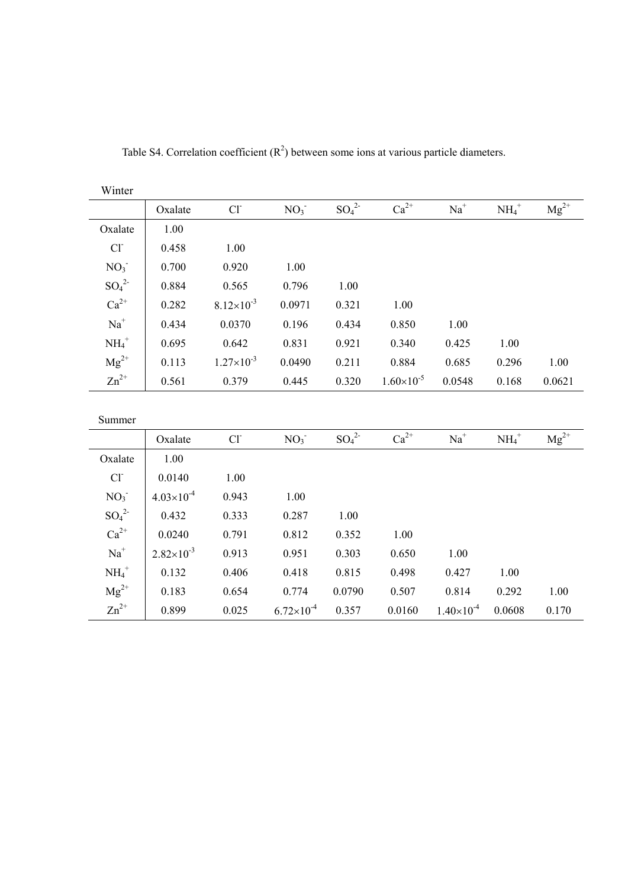Table S4. Correlation coefficient ($R^2$) between some ions at various particle diameters.

Winter

| | Oxalate | $Cl^-$ | $NO_3^-$ | $SO_4^{2-}$ | $Ca^{2+}$ | $Na^+$ | $NH_4^+$ | $Mg^{2+}$ |
|---|---|---|---|---|---|---|---|---|
| Oxalate | 1.00 | | | | | | | |
| $Cl^-$ | 0.458 | 1.00 | | | | | | |
| $NO_3^-$ | 0.700 | 0.920 | 1.00 | | | | | |
| $SO_4^{2-}$ | 0.884 | 0.565 | 0.796 | 1.00 | | | | |
| $Ca^{2+}$ | 0.282 | $8.12\times10^{-3}$ | 0.0971 | 0.321 | 1.00 | | | |
| $Na^+$ | 0.434 | 0.0370 | 0.196 | 0.434 | 0.850 | 1.00 | | |
| $NH_4^+$ | 0.695 | 0.642 | 0.831 | 0.921 | 0.340 | 0.425 | 1.00 | |
| $Mg^{2+}$ | 0.113 | $1.27\times10^{-3}$ | 0.0490 | 0.211 | 0.884 | 0.685 | 0.296 | 1.00 |
| $Zn^{2+}$ | 0.561 | 0.379 | 0.445 | 0.320 | $1.60\times10^{-5}$ | 0.0548 | 0.168 | 0.0621 |

Summer

| | Oxalate | $Cl^-$ | $NO_3^-$ | $SO_4^{2-}$ | $Ca^{2+}$ | $Na^+$ | $NH_4^+$ | $Mg^{2+}$ |
|---|---|---|---|---|---|---|---|---|
| Oxalate | 1.00 | | | | | | | |
| $Cl^-$ | 0.0140 | 1.00 | | | | | | |
| $NO_3^-$ | $4.03\times10^{-4}$ | 0.943 | 1.00 | | | | | |
| $SO_4^{2-}$ | 0.432 | 0.333 | 0.287 | 1.00 | | | | |
| $Ca^{2+}$ | 0.0240 | 0.791 | 0.812 | 0.352 | 1.00 | | | |
| $Na^+$ | $2.82\times10^{-3}$ | 0.913 | 0.951 | 0.303 | 0.650 | 1.00 | | |
| $NH_4^+$ | 0.132 | 0.406 | 0.418 | 0.815 | 0.498 | 0.427 | 1.00 | |
| $Mg^{2+}$ | 0.183 | 0.654 | 0.774 | 0.0790 | 0.507 | 0.814 | 0.292 | 1.00 |
| $Zn^{2+}$ | 0.899 | 0.025 | $6.72\times10^{-4}$ | 0.357 | 0.0160 | $1.40\times10^{-4}$ | 0.0608 | 0.170 |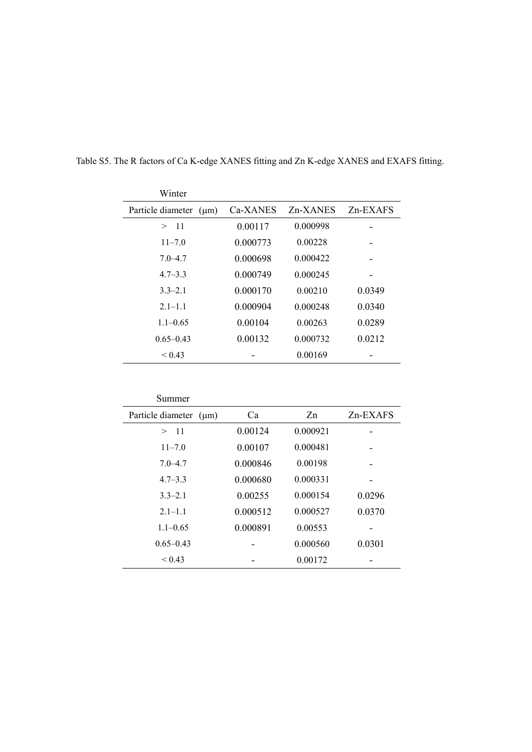Table S5. The R factors of Ca K-edge XANES fitting and Zn K-edge XANES and EXAFS fitting.

Winter

| Particle diameter (μm) | Ca-XANES | Zn-XANES | Zn-EXAFS |
|---|---|---|---|
| > 11 | 0.00117 | 0.000998 | - |
| 11–7.0 | 0.000773 | 0.00228 | - |
| 7.0–4.7 | 0.000698 | 0.000422 | - |
| 4.7–3.3 | 0.000749 | 0.000245 | - |
| 3.3–2.1 | 0.000170 | 0.00210 | 0.0349 |
| 2.1–1.1 | 0.000904 | 0.000248 | 0.0340 |
| 1.1–0.65 | 0.00104 | 0.00263 | 0.0289 |
| 0.65–0.43 | 0.00132 | 0.000732 | 0.0212 |
| < 0.43 | - | 0.00169 | - |

Summer

| Particle diameter (μm) | Ca | Zn | Zn-EXAFS |
|---|---|---|---|
| > 11 | 0.00124 | 0.000921 | - |
| 11–7.0 | 0.00107 | 0.000481 | - |
| 7.0–4.7 | 0.000846 | 0.00198 | - |
| 4.7–3.3 | 0.000680 | 0.000331 | - |
| 3.3–2.1 | 0.00255 | 0.000154 | 0.0296 |
| 2.1–1.1 | 0.000512 | 0.000527 | 0.0370 |
| 1.1–0.65 | 0.000891 | 0.00553 | - |
| 0.65–0.43 | - | 0.000560 | 0.0301 |
| < 0.43 | - | 0.00172 | - |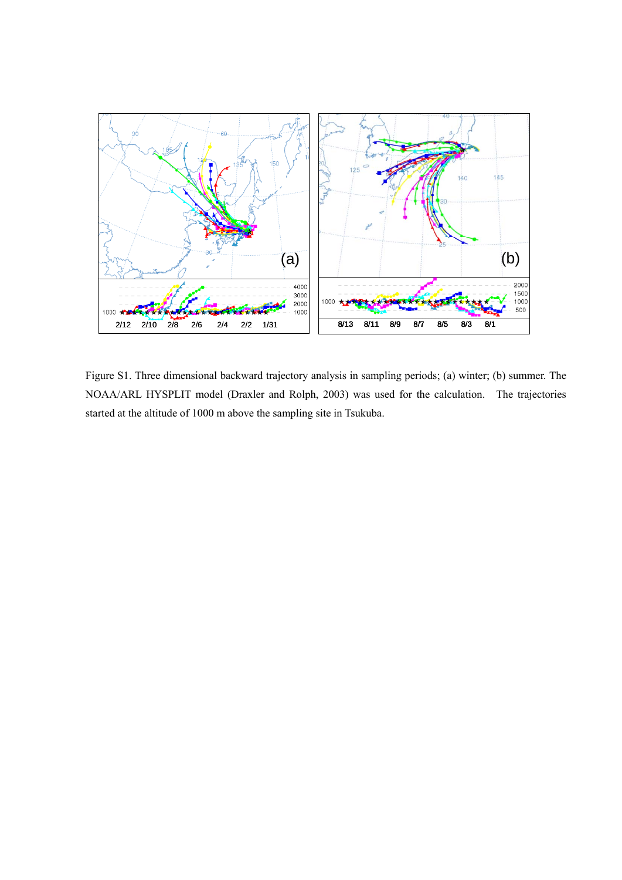Figure S1. Three dimensional backward trajectory analysis in sampling periods; (a) winter; (b) summer. The NOAA/ARL HYSPLIT model (Draxler and Rolph, 2003) was used for the calculation. The trajectories started at the altitude of 1000 m above the sampling site in Tsukuba.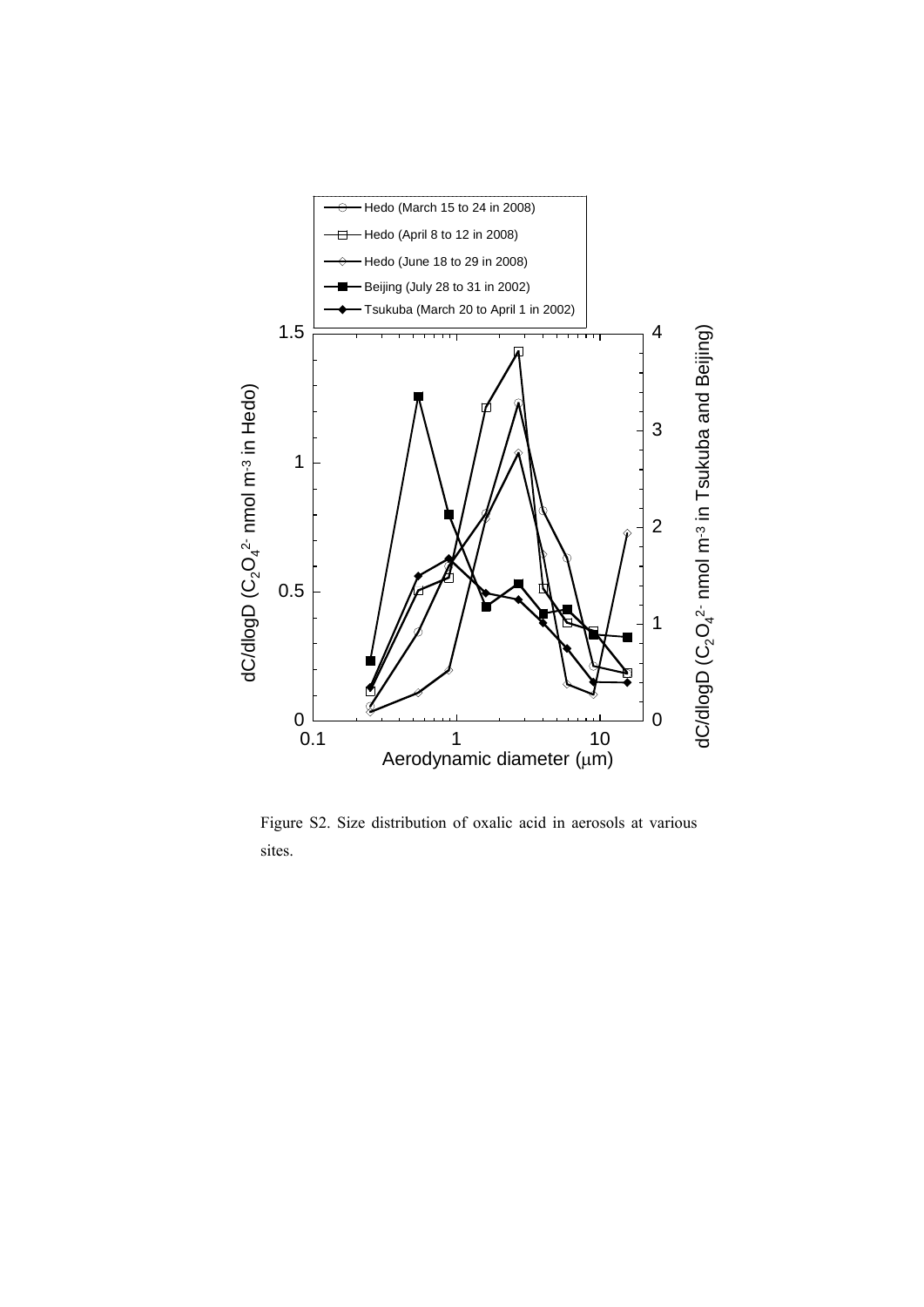Figure S2. Size distribution of oxalic acid in aerosols at various sites.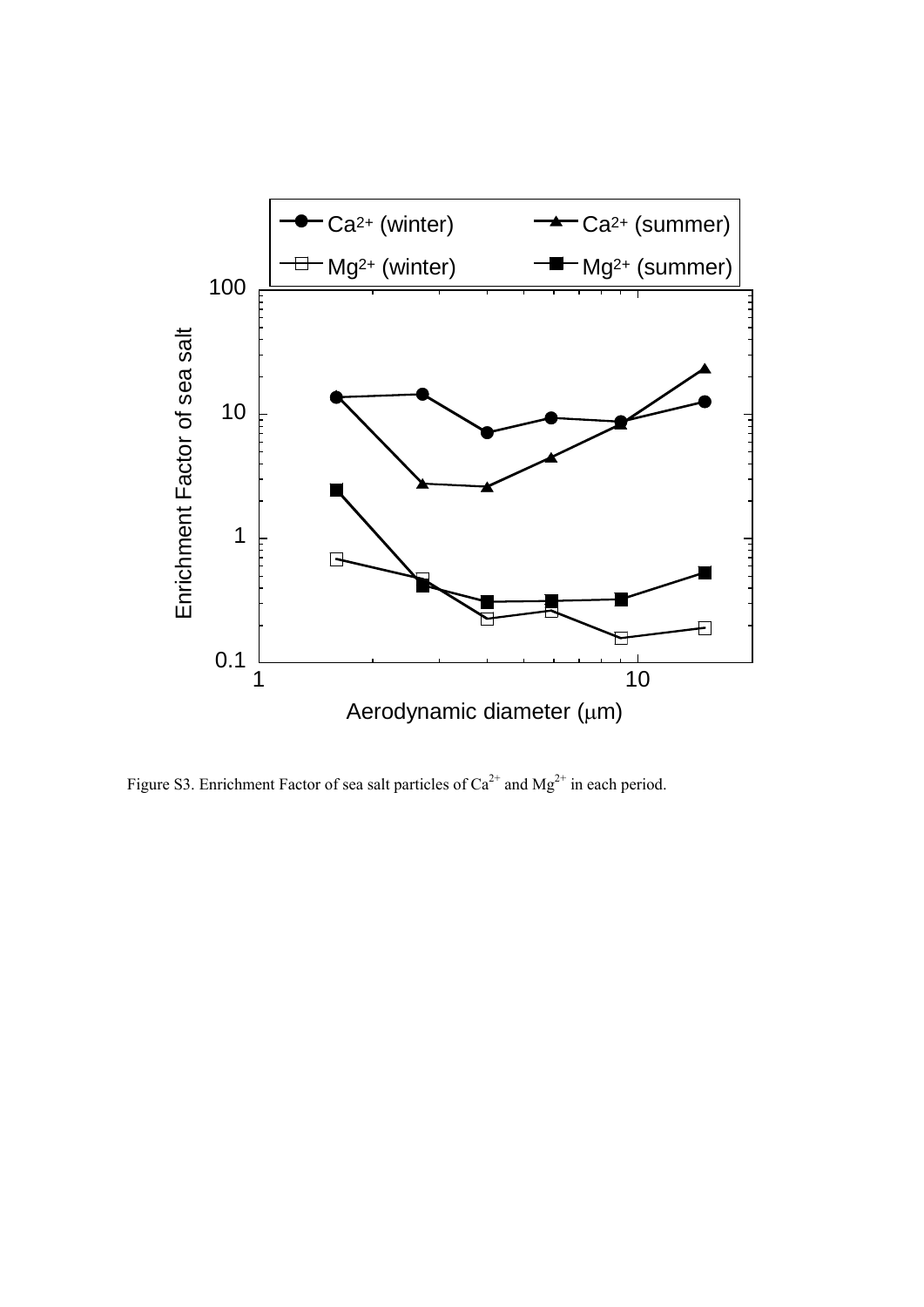Figure S3. Enrichment Factor of sea salt particles of $Ca^{2+}$ and $Mg^{2+}$ in each period.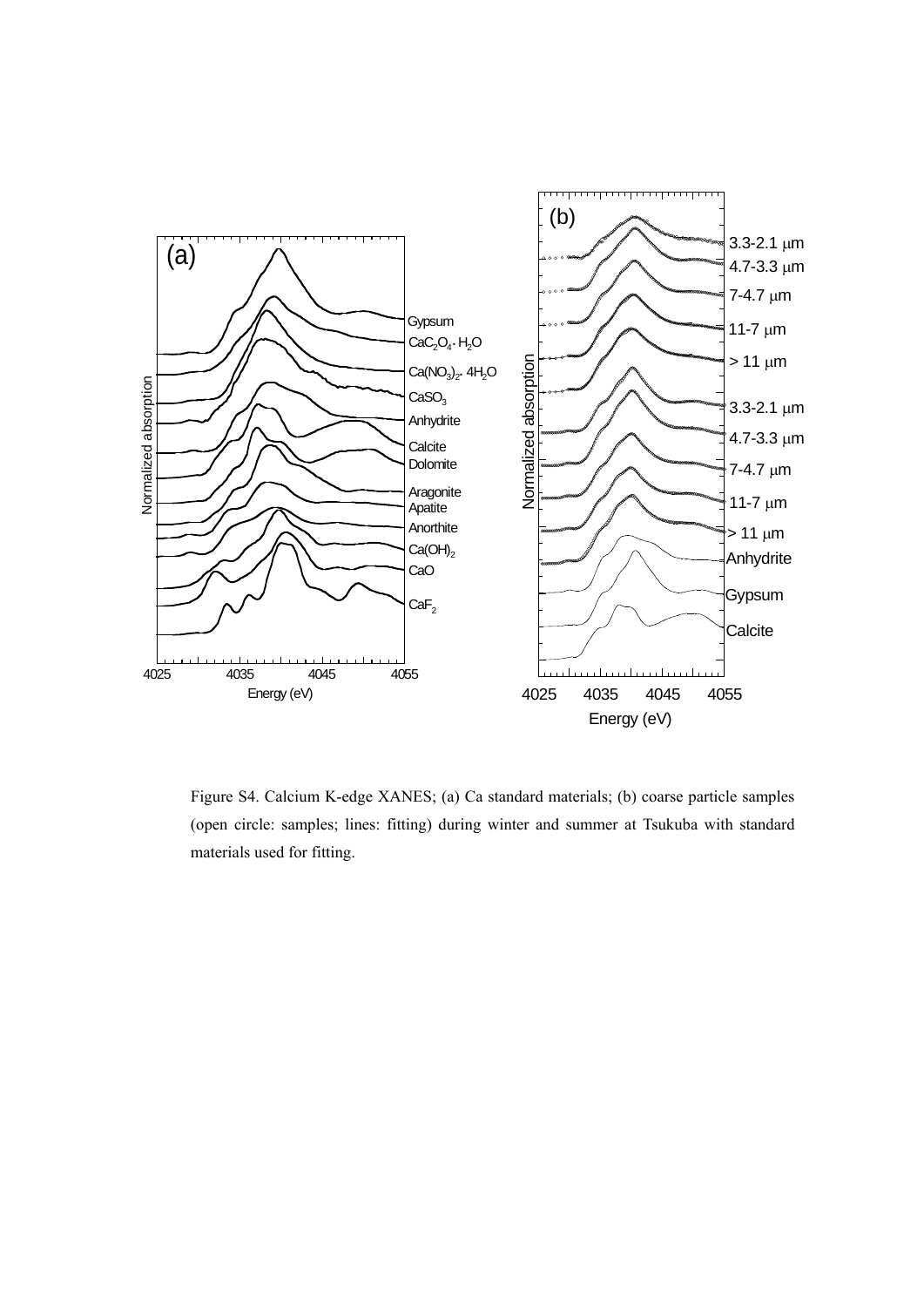Figure S4. Calcium K-edge XANES; (a) Ca standard materials; (b) coarse particle samples (open circle: samples; lines: fitting) during winter and summer at Tsukuba with standard materials used for fitting.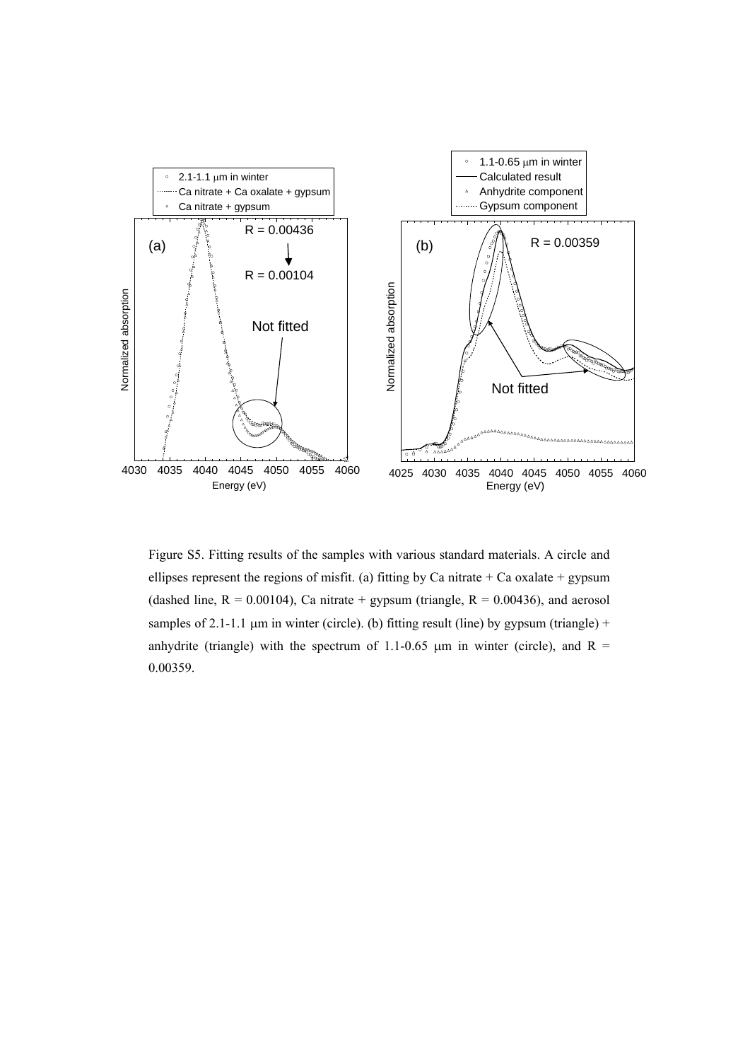Figure S5. Fitting results of the samples with various standard materials. A circle and ellipses represent the regions of misfit. (a) fitting by Ca nitrate + Ca oxalate + gypsum (dashed line, R = 0.00104), Ca nitrate + gypsum (triangle, R = 0.00436), and aerosol samples of 2.1-1.1 μm in winter (circle). (b) fitting result (line) by gypsum (triangle) + anhydrite (triangle) with the spectrum of 1.1-0.65 μm in winter (circle), and R = 0.00359.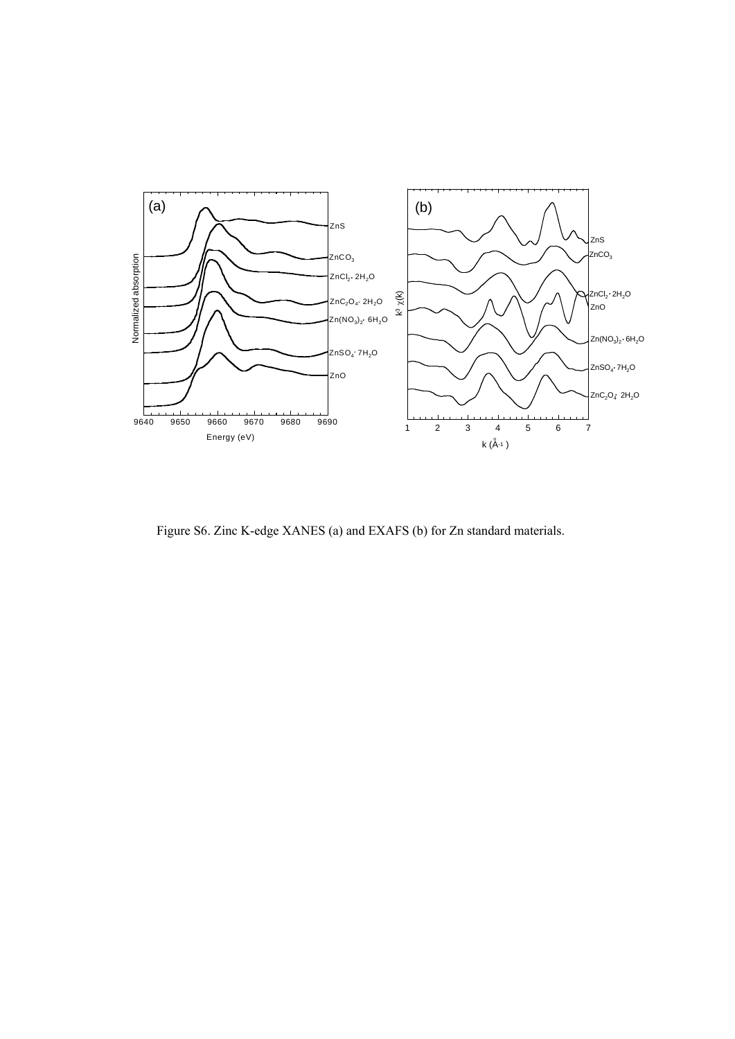Figure S6. Zinc K-edge XANES (a) and EXAFS (b) for Zn standard materials.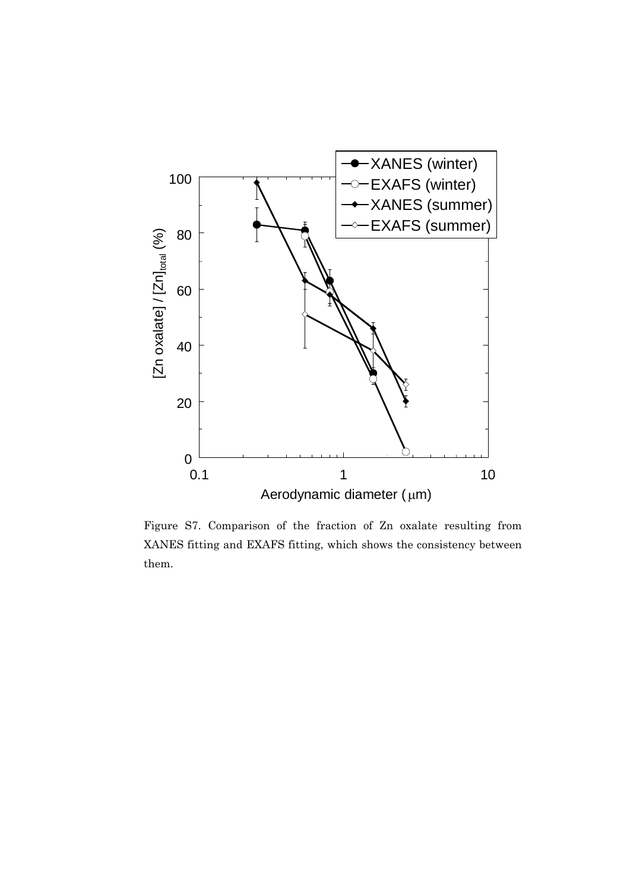XANES (winter)
EXAFS (winter)
XANES (summer)
EXAFS (summer)

100
80
60
40
20
0

[Zn oxalate] / $[Zn]_{total}$ (%)

0.1
1
10

Aerodynamic diameter (μm)

Figure S7. Comparison of the fraction of Zn oxalate resulting from XANES fitting and EXAFS fitting, which shows the consistency between them.